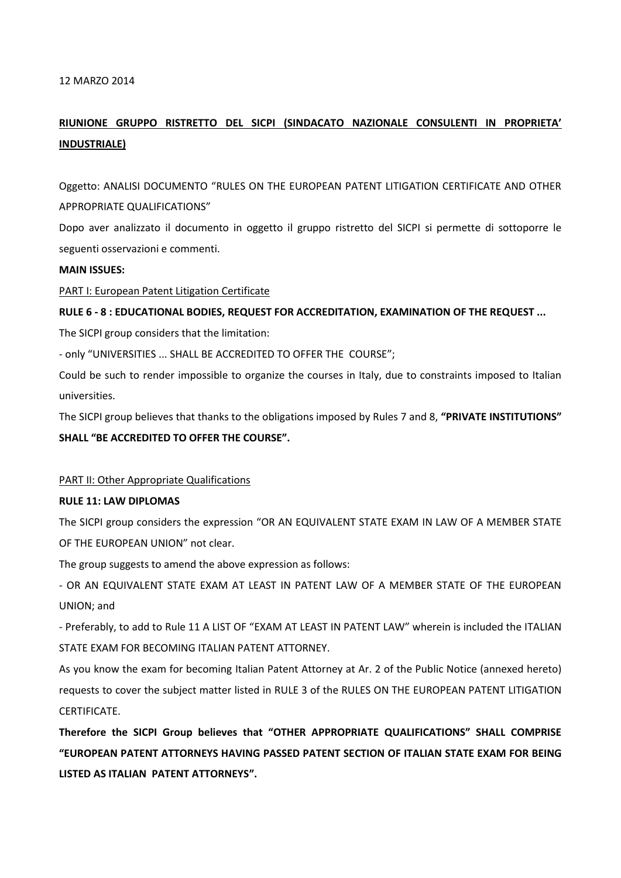12 MARZO 2014

**<u>RIUNIONE GRUPPO RISTRETTO DEL SICPI (SINDACATO NAZIONALE CONSULENTI IN PROPRIETA' INDUSTRIALE)</u>**

Oggetto: ANALISI DOCUMENTO "RULES ON THE EUROPEAN PATENT LITIGATION CERTIFICATE AND OTHER APPROPRIATE QUALIFICATIONS"

Dopo aver analizzato il documento in oggetto il gruppo ristretto del SICPI si permette di sottoporre le seguenti osservazioni e commenti.

**MAIN ISSUES:**

<u>PART I: European Patent Litigation Certificate</u>

**RULE 6 - 8 : EDUCATIONAL BODIES, REQUEST FOR ACCREDITATION, EXAMINATION OF THE REQUEST ...**

The SICPI group considers that the limitation:

- only "UNIVERSITIES ... SHALL BE ACCREDITED TO OFFER THE COURSE";

Could be such to render impossible to organize the courses in Italy, due to constraints imposed to Italian universities.

The SICPI group believes that thanks to the obligations imposed by Rules 7 and 8, **"PRIVATE INSTITUTIONS" SHALL "BE ACCREDITED TO OFFER THE COURSE".**

<u>PART II: Other Appropriate Qualifications</u>

**RULE 11: LAW DIPLOMAS**

The SICPI group considers the expression "OR AN EQUIVALENT STATE EXAM IN LAW OF A MEMBER STATE OF THE EUROPEAN UNION" not clear.

The group suggests to amend the above expression as follows:

- OR AN EQUIVALENT STATE EXAM AT LEAST IN PATENT LAW OF A MEMBER STATE OF THE EUROPEAN UNION; and
- Preferably, to add to Rule 11 A LIST OF "EXAM AT LEAST IN PATENT LAW" wherein is included the ITALIAN STATE EXAM FOR BECOMING ITALIAN PATENT ATTORNEY.

As you know the exam for becoming Italian Patent Attorney at Ar. 2 of the Public Notice (annexed hereto) requests to cover the subject matter listed in RULE 3 of the RULES ON THE EUROPEAN PATENT LITIGATION CERTIFICATE.

**Therefore the SICPI Group believes that "OTHER APPROPRIATE QUALIFICATIONS" SHALL COMPRISE "EUROPEAN PATENT ATTORNEYS HAVING PASSED PATENT SECTION OF ITALIAN STATE EXAM FOR BEING LISTED AS ITALIAN PATENT ATTORNEYS".**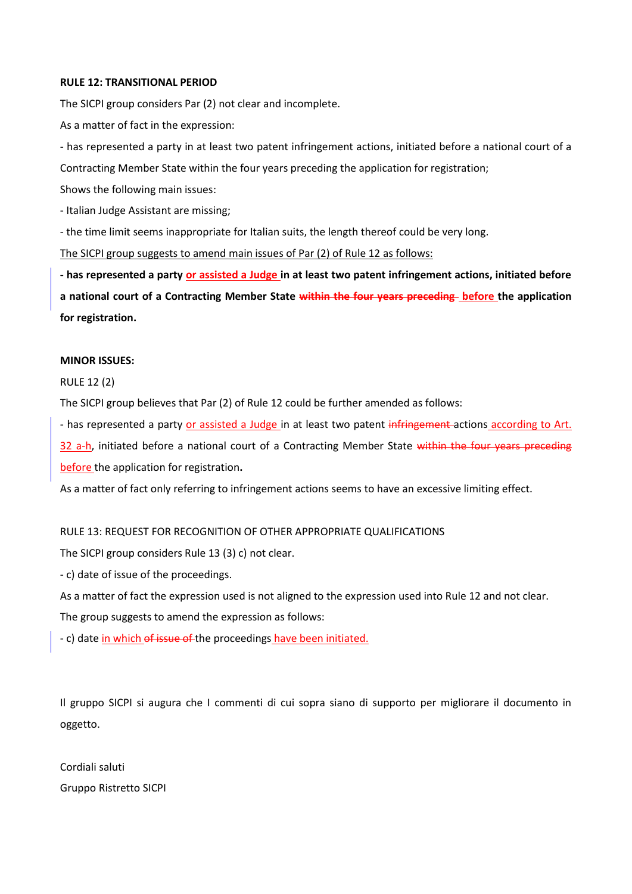**RULE 12: TRANSITIONAL PERIOD**

The SICPI group considers Par (2) not clear and incomplete.

As a matter of fact in the expression:

- has represented a party in at least two patent infringement actions, initiated before a national court of a Contracting Member State within the four years preceding the application for registration;

Shows the following main issues:

- Italian Judge Assistant are missing;
- the time limit seems inappropriate for Italian suits, the length thereof could be very long.

<u>The SICPI group suggests to amend main issues of Par (2) of Rule 12 as follows:</u>

**- has represented a party <u>or assisted a Judge</u> in at least two patent infringement actions, initiated before a national court of a Contracting Member State ~~within the four years preceding~~ <u>before</u> the application for registration.**

**MINOR ISSUES:**

RULE 12 (2)

The SICPI group believes that Par (2) of Rule 12 could be further amended as follows:

- has represented a party <u>or assisted a Judge</u> in at least two patent ~~infringement~~ actions <u>according to Art. 32 a-h</u>, initiated before a national court of a Contracting Member State ~~within the four years preceding~~ <u>before</u> the application for registration**.**

As a matter of fact only referring to infringement actions seems to have an excessive limiting effect.

RULE 13: REQUEST FOR RECOGNITION OF OTHER APPROPRIATE QUALIFICATIONS

The SICPI group considers Rule 13 (3) c) not clear.

- c) date of issue of the proceedings.

As a matter of fact the expression used is not aligned to the expression used into Rule 12 and not clear.

The group suggests to amend the expression as follows:

- c) date <u>in which</u> ~~of issue of~~ the proceedings <u>have been initiated.</u>

Il gruppo SICPI si augura che I commenti di cui sopra siano di supporto per migliorare il documento in oggetto.

Cordiali saluti

Gruppo Ristretto SICPI